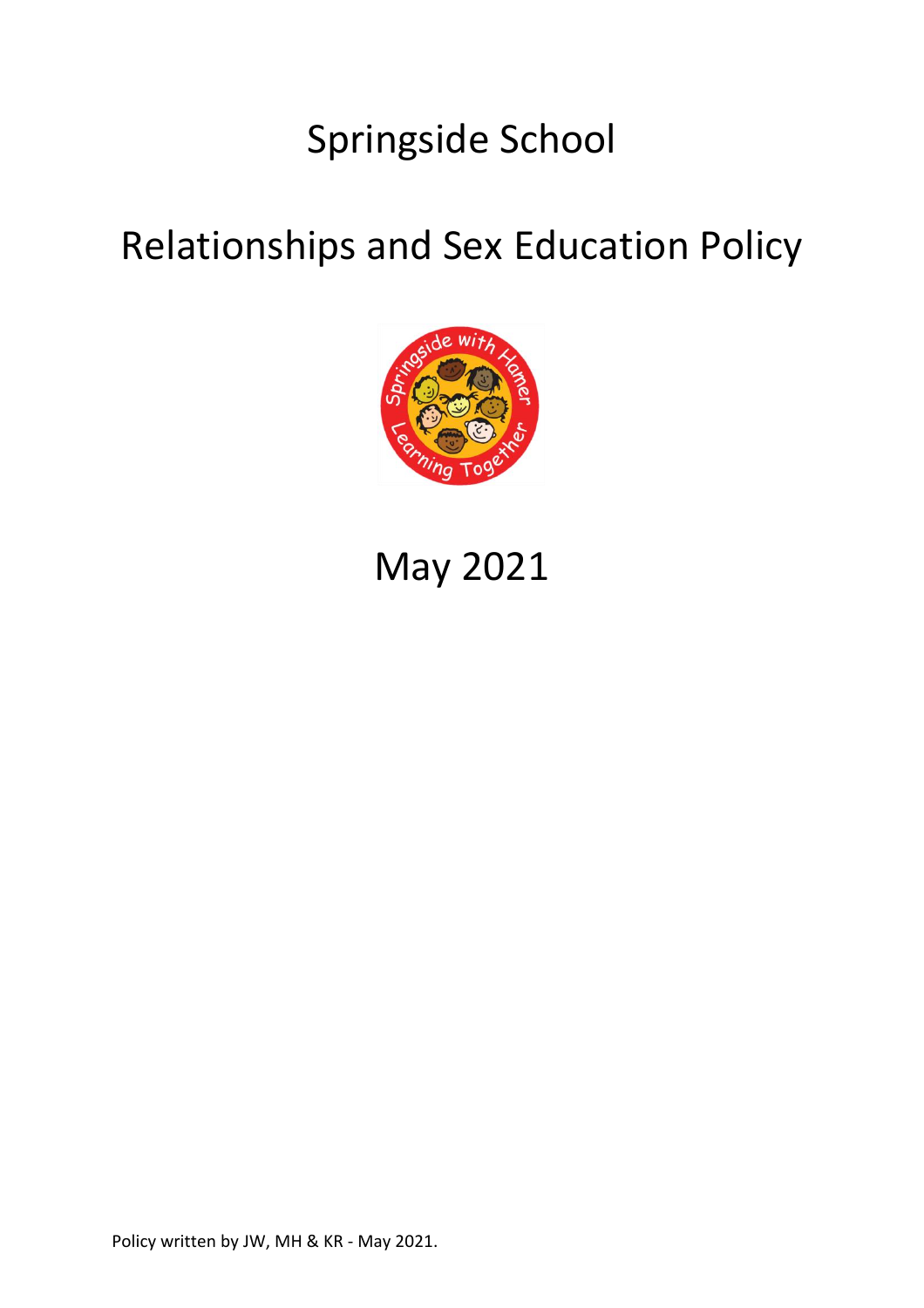# Springside School

# Relationships and Sex Education Policy

May 2021

Policy written by JW, MH & KR - May 2021.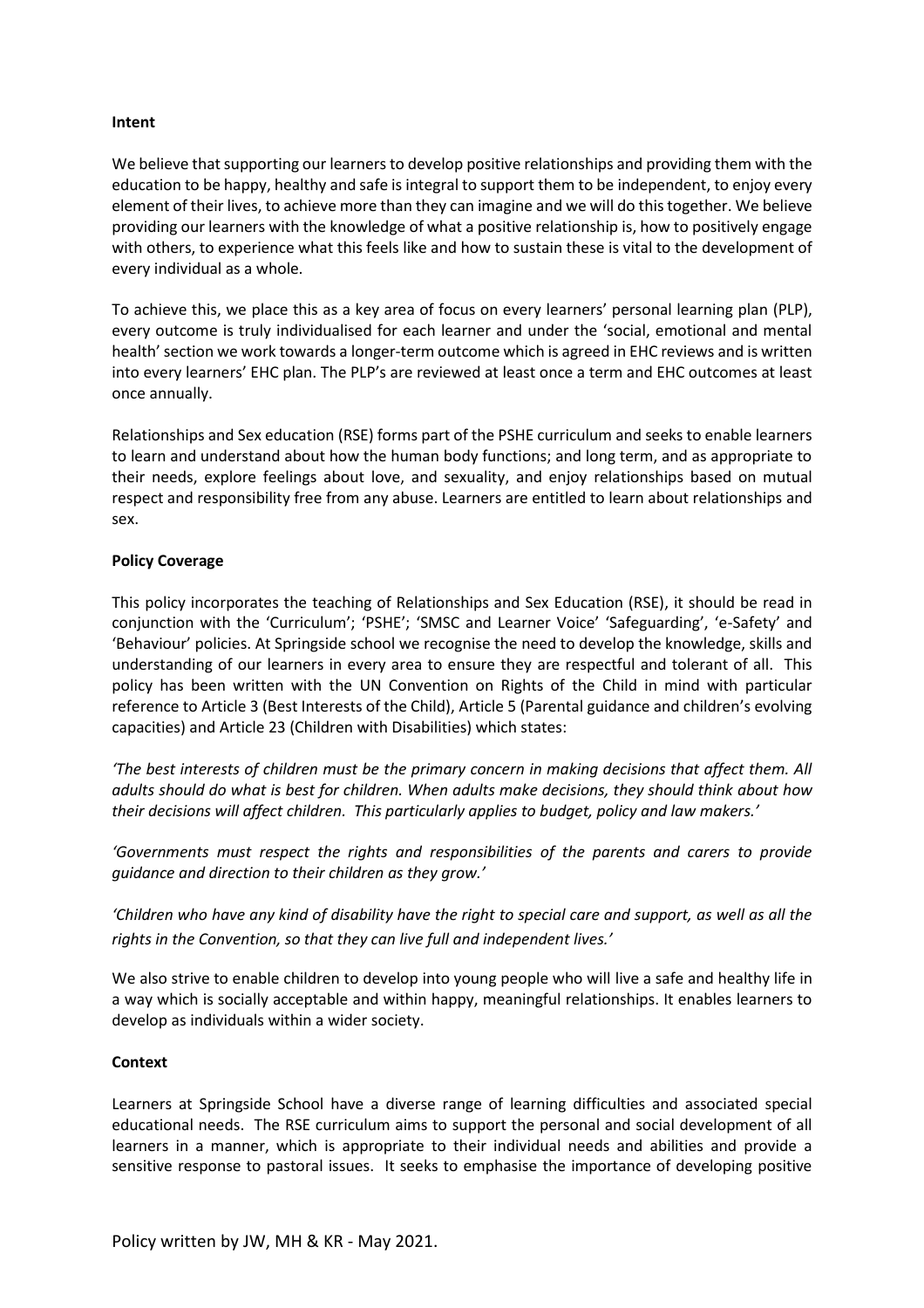**Intent**

We believe that supporting our learners to develop positive relationships and providing them with the education to be happy, healthy and safe is integral to support them to be independent, to enjoy every element of their lives, to achieve more than they can imagine and we will do this together. We believe providing our learners with the knowledge of what a positive relationship is, how to positively engage with others, to experience what this feels like and how to sustain these is vital to the development of every individual as a whole.

To achieve this, we place this as a key area of focus on every learners' personal learning plan (PLP), every outcome is truly individualised for each learner and under the 'social, emotional and mental health' section we work towards a longer-term outcome which is agreed in EHC reviews and is written into every learners' EHC plan. The PLP's are reviewed at least once a term and EHC outcomes at least once annually.

Relationships and Sex education (RSE) forms part of the PSHE curriculum and seeks to enable learners to learn and understand about how the human body functions; and long term, and as appropriate to their needs, explore feelings about love, and sexuality, and enjoy relationships based on mutual respect and responsibility free from any abuse. Learners are entitled to learn about relationships and sex.

**Policy Coverage**

This policy incorporates the teaching of Relationships and Sex Education (RSE), it should be read in conjunction with the 'Curriculum'; 'PSHE'; 'SMSC and Learner Voice' 'Safeguarding', 'e-Safety' and 'Behaviour' policies. At Springside school we recognise the need to develop the knowledge, skills and understanding of our learners in every area to ensure they are respectful and tolerant of all. This policy has been written with the UN Convention on Rights of the Child in mind with particular reference to Article 3 (Best Interests of the Child), Article 5 (Parental guidance and children's evolving capacities) and Article 23 (Children with Disabilities) which states:

*'The best interests of children must be the primary concern in making decisions that affect them. All adults should do what is best for children. When adults make decisions, they should think about how their decisions will affect children. This particularly applies to budget, policy and law makers.'*

*'Governments must respect the rights and responsibilities of the parents and carers to provide guidance and direction to their children as they grow.'*

*'Children who have any kind of disability have the right to special care and support, as well as all the rights in the Convention, so that they can live full and independent lives.'*

We also strive to enable children to develop into young people who will live a safe and healthy life in a way which is socially acceptable and within happy, meaningful relationships. It enables learners to develop as individuals within a wider society.

**Context**

Learners at Springside School have a diverse range of learning difficulties and associated special educational needs. The RSE curriculum aims to support the personal and social development of all learners in a manner, which is appropriate to their individual needs and abilities and provide a sensitive response to pastoral issues. It seeks to emphasise the importance of developing positive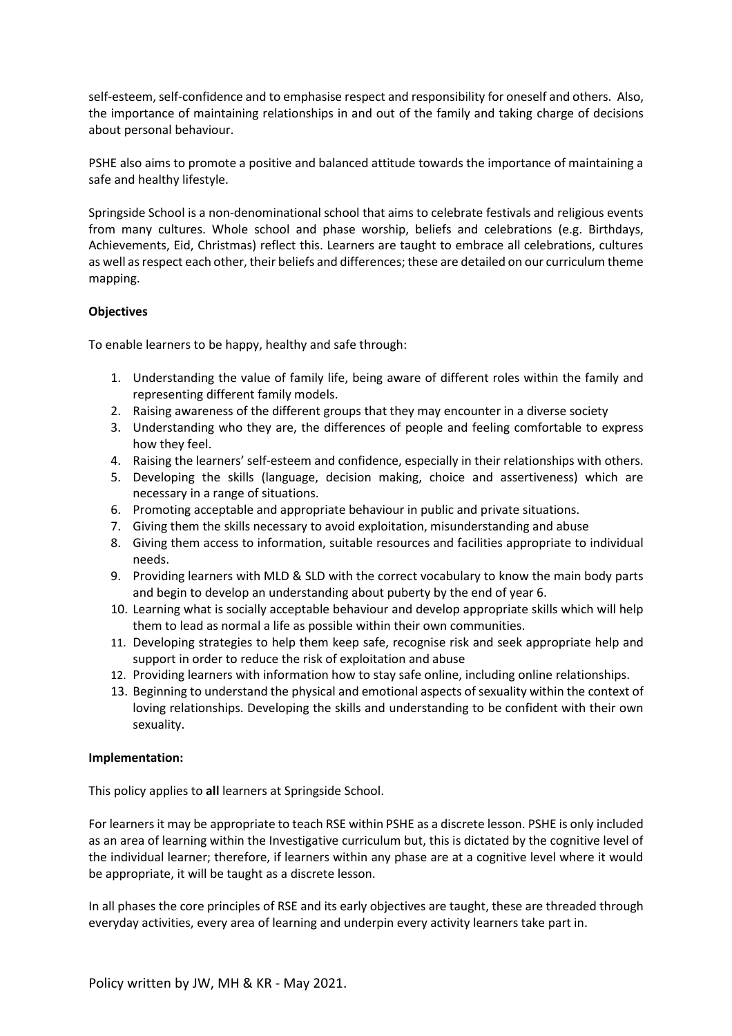self-esteem, self-confidence and to emphasise respect and responsibility for oneself and others. Also, the importance of maintaining relationships in and out of the family and taking charge of decisions about personal behaviour.

PSHE also aims to promote a positive and balanced attitude towards the importance of maintaining a safe and healthy lifestyle.

Springside School is a non-denominational school that aims to celebrate festivals and religious events from many cultures. Whole school and phase worship, beliefs and celebrations (e.g. Birthdays, Achievements, Eid, Christmas) reflect this. Learners are taught to embrace all celebrations, cultures as well as respect each other, their beliefs and differences; these are detailed on our curriculum theme mapping.

**Objectives**

To enable learners to be happy, healthy and safe through:

1. Understanding the value of family life, being aware of different roles within the family and representing different family models.
2. Raising awareness of the different groups that they may encounter in a diverse society
3. Understanding who they are, the differences of people and feeling comfortable to express how they feel.
4. Raising the learners' self-esteem and confidence, especially in their relationships with others.
5. Developing the skills (language, decision making, choice and assertiveness) which are necessary in a range of situations.
6. Promoting acceptable and appropriate behaviour in public and private situations.
7. Giving them the skills necessary to avoid exploitation, misunderstanding and abuse
8. Giving them access to information, suitable resources and facilities appropriate to individual needs.
9. Providing learners with MLD & SLD with the correct vocabulary to know the main body parts and begin to develop an understanding about puberty by the end of year 6.
10. Learning what is socially acceptable behaviour and develop appropriate skills which will help them to lead as normal a life as possible within their own communities.
11. Developing strategies to help them keep safe, recognise risk and seek appropriate help and support in order to reduce the risk of exploitation and abuse
12. Providing learners with information how to stay safe online, including online relationships.
13. Beginning to understand the physical and emotional aspects of sexuality within the context of loving relationships. Developing the skills and understanding to be confident with their own sexuality.

**Implementation:**

This policy applies to **all** learners at Springside School.

For learners it may be appropriate to teach RSE within PSHE as a discrete lesson. PSHE is only included as an area of learning within the Investigative curriculum but, this is dictated by the cognitive level of the individual learner; therefore, if learners within any phase are at a cognitive level where it would be appropriate, it will be taught as a discrete lesson.

In all phases the core principles of RSE and its early objectives are taught, these are threaded through everyday activities, every area of learning and underpin every activity learners take part in.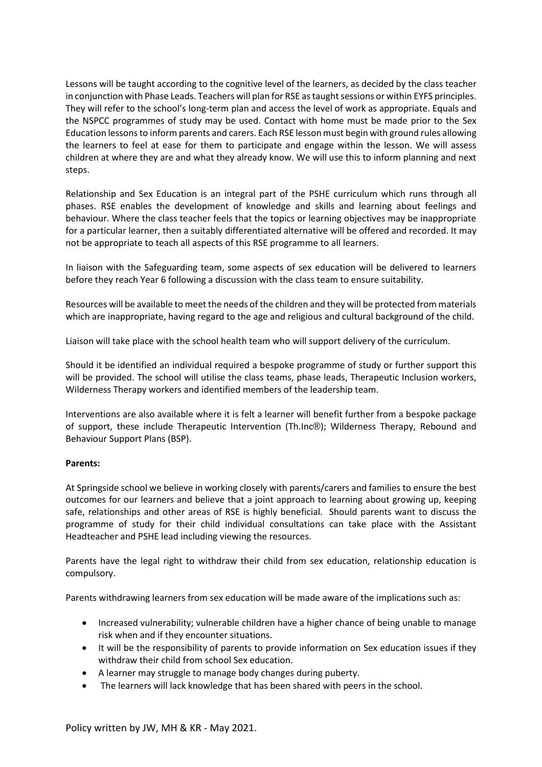Lessons will be taught according to the cognitive level of the learners, as decided by the class teacher in conjunction with Phase Leads. Teachers will plan for RSE as taught sessions or within EYFS principles. They will refer to the school's long-term plan and access the level of work as appropriate. Equals and the NSPCC programmes of study may be used. Contact with home must be made prior to the Sex Education lessons to inform parents and carers. Each RSE lesson must begin with ground rules allowing the learners to feel at ease for them to participate and engage within the lesson. We will assess children at where they are and what they already know. We will use this to inform planning and next steps.

Relationship and Sex Education is an integral part of the PSHE curriculum which runs through all phases. RSE enables the development of knowledge and skills and learning about feelings and behaviour. Where the class teacher feels that the topics or learning objectives may be inappropriate for a particular learner, then a suitably differentiated alternative will be offered and recorded. It may not be appropriate to teach all aspects of this RSE programme to all learners.

In liaison with the Safeguarding team, some aspects of sex education will be delivered to learners before they reach Year 6 following a discussion with the class team to ensure suitability.

Resources will be available to meet the needs of the children and they will be protected from materials which are inappropriate, having regard to the age and religious and cultural background of the child.

Liaison will take place with the school health team who will support delivery of the curriculum.

Should it be identified an individual required a bespoke programme of study or further support this will be provided. The school will utilise the class teams, phase leads, Therapeutic Inclusion workers, Wilderness Therapy workers and identified members of the leadership team.

Interventions are also available where it is felt a learner will benefit further from a bespoke package of support, these include Therapeutic Intervention (Th.Inc®); Wilderness Therapy, Rebound and Behaviour Support Plans (BSP).

**Parents:**

At Springside school we believe in working closely with parents/carers and families to ensure the best outcomes for our learners and believe that a joint approach to learning about growing up, keeping safe, relationships and other areas of RSE is highly beneficial. Should parents want to discuss the programme of study for their child individual consultations can take place with the Assistant Headteacher and PSHE lead including viewing the resources.

Parents have the legal right to withdraw their child from sex education, relationship education is compulsory.

Parents withdrawing learners from sex education will be made aware of the implications such as:

- Increased vulnerability; vulnerable children have a higher chance of being unable to manage risk when and if they encounter situations.
- It will be the responsibility of parents to provide information on Sex education issues if they withdraw their child from school Sex education.
- A learner may struggle to manage body changes during puberty.
- The learners will lack knowledge that has been shared with peers in the school.

Policy written by JW, MH & KR - May 2021.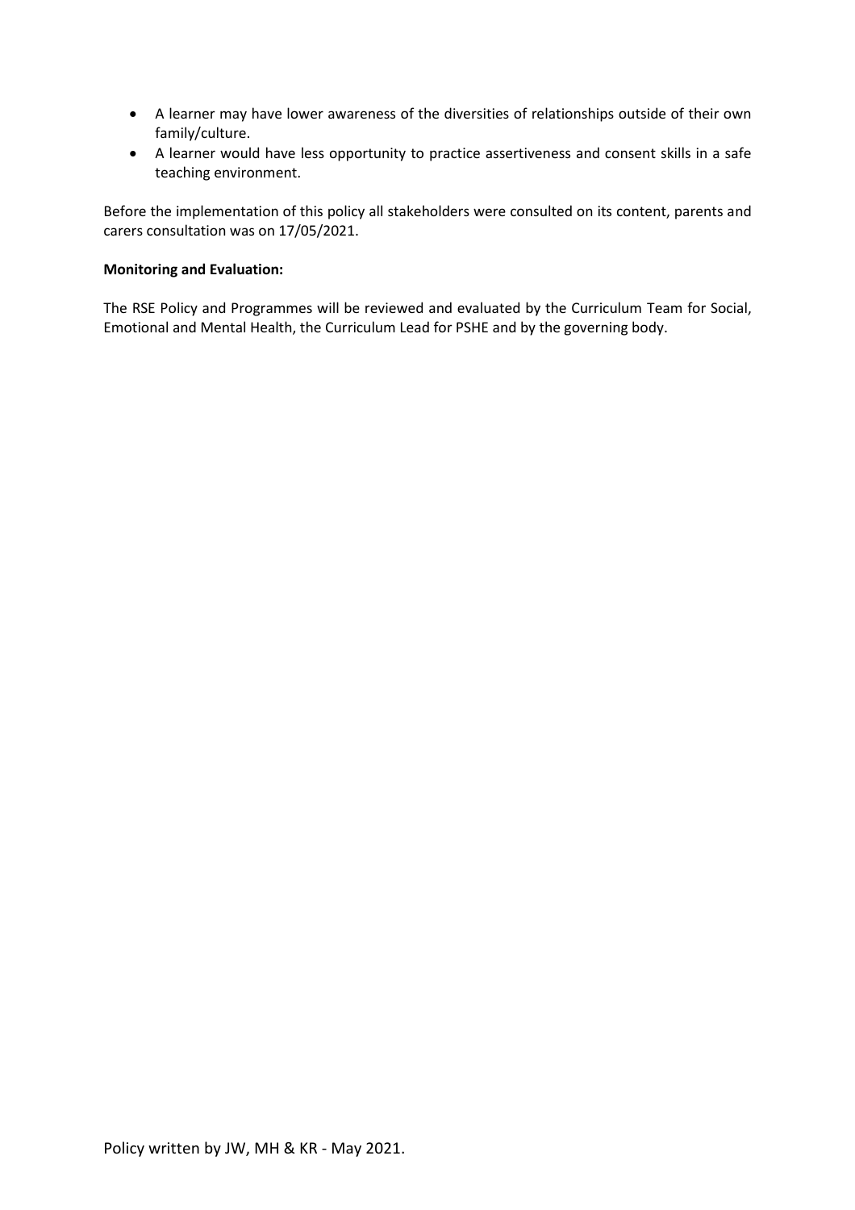- A learner may have lower awareness of the diversities of relationships outside of their own family/culture.
- A learner would have less opportunity to practice assertiveness and consent skills in a safe teaching environment.

Before the implementation of this policy all stakeholders were consulted on its content, parents and carers consultation was on 17/05/2021.

**Monitoring and Evaluation:**

The RSE Policy and Programmes will be reviewed and evaluated by the Curriculum Team for Social, Emotional and Mental Health, the Curriculum Lead for PSHE and by the governing body.

Policy written by JW, MH & KR - May 2021.